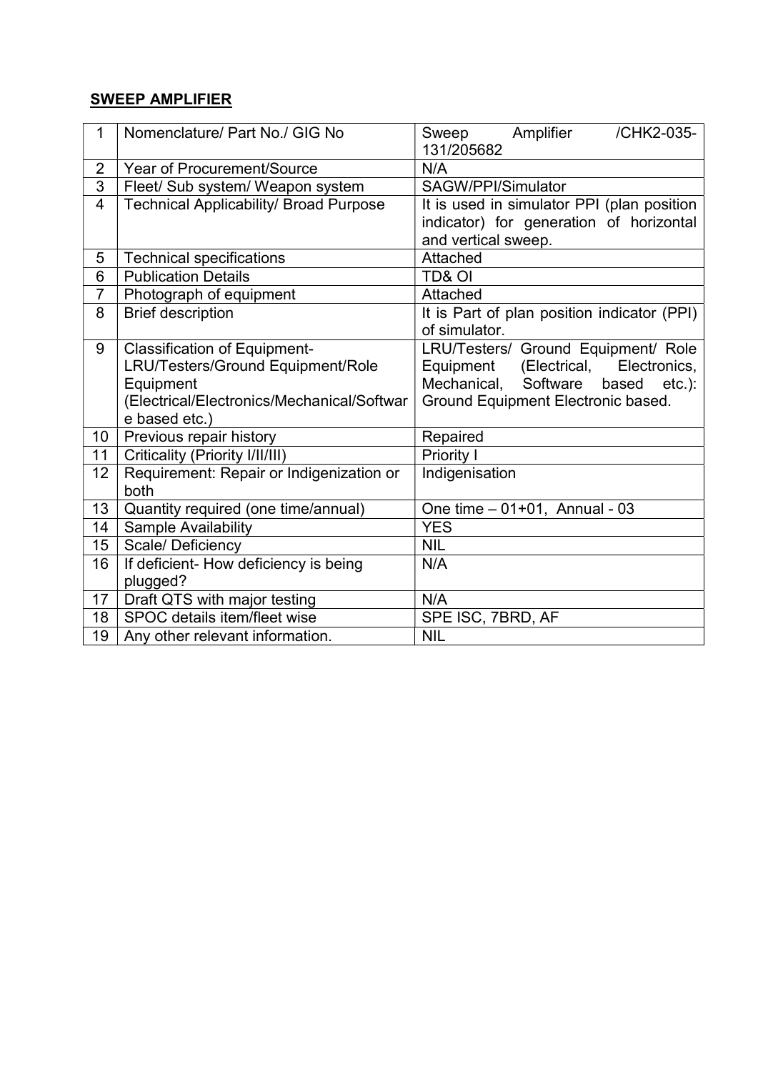**SWEEP AMPLIFIER**

| | | |
|---|---|---|
| 1 | Nomenclature/ Part No./ GIG No | Sweep Amplifier /CHK2-035-131/205682 |
| 2 | Year of Procurement/Source | N/A |
| 3 | Fleet/ Sub system/ Weapon system | SAGW/PPI/Simulator |
| 4 | Technical Applicability/ Broad Purpose | It is used in simulator PPI (plan position indicator) for generation of horizontal and vertical sweep. |
| 5 | Technical specifications | Attached |
| 6 | Publication Details | TD& OI |
| 7 | Photograph of equipment | Attached |
| 8 | Brief description | It is Part of plan position indicator (PPI) of simulator. |
| 9 | Classification of Equipment- LRU/Testers/Ground Equipment/Role Equipment (Electrical/Electronics/Mechanical/Software based etc.) | LRU/Testers/ Ground Equipment/ Role Equipment (Electrical, Electronics, Mechanical, Software based etc.): Ground Equipment Electronic based. |
| 10 | Previous repair history | Repaired |
| 11 | Criticality (Priority I/II/III) | Priority I |
| 12 | Requirement: Repair or Indigenization or both | Indigenisation |
| 13 | Quantity required (one time/annual) | One time – 01+01, Annual - 03 |
| 14 | Sample Availability | YES |
| 15 | Scale/ Deficiency | NIL |
| 16 | If deficient- How deficiency is being plugged? | N/A |
| 17 | Draft QTS with major testing | N/A |
| 18 | SPOC details item/fleet wise | SPE ISC, 7BRD, AF |
| 19 | Any other relevant information. | NIL |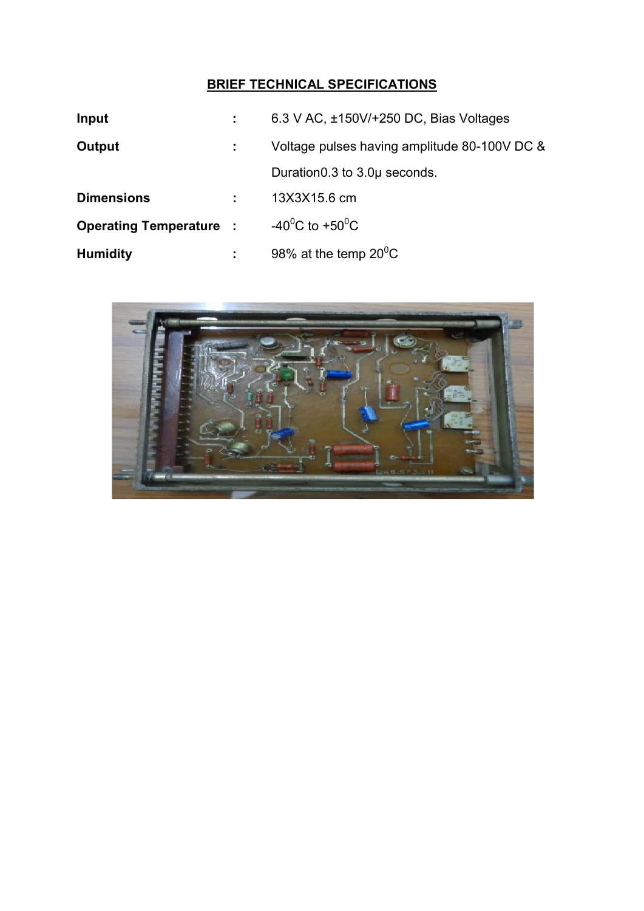## BRIEF TECHNICAL SPECIFICATIONS

| | | |
|---|---|---|
| **Input** | : | 6.3 V AC, ±150V/+250 DC, Bias Voltages |
| **Output** | : | Voltage pulses having amplitude 80-100V DC & Duration0.3 to 3.0μ seconds. |
| **Dimensions** | : | 13X3X15.6 cm |
| **Operating Temperature** | : | -40$^0$C to +50$^0$C |
| **Humidity** | : | 98% at the temp 20$^0$C |